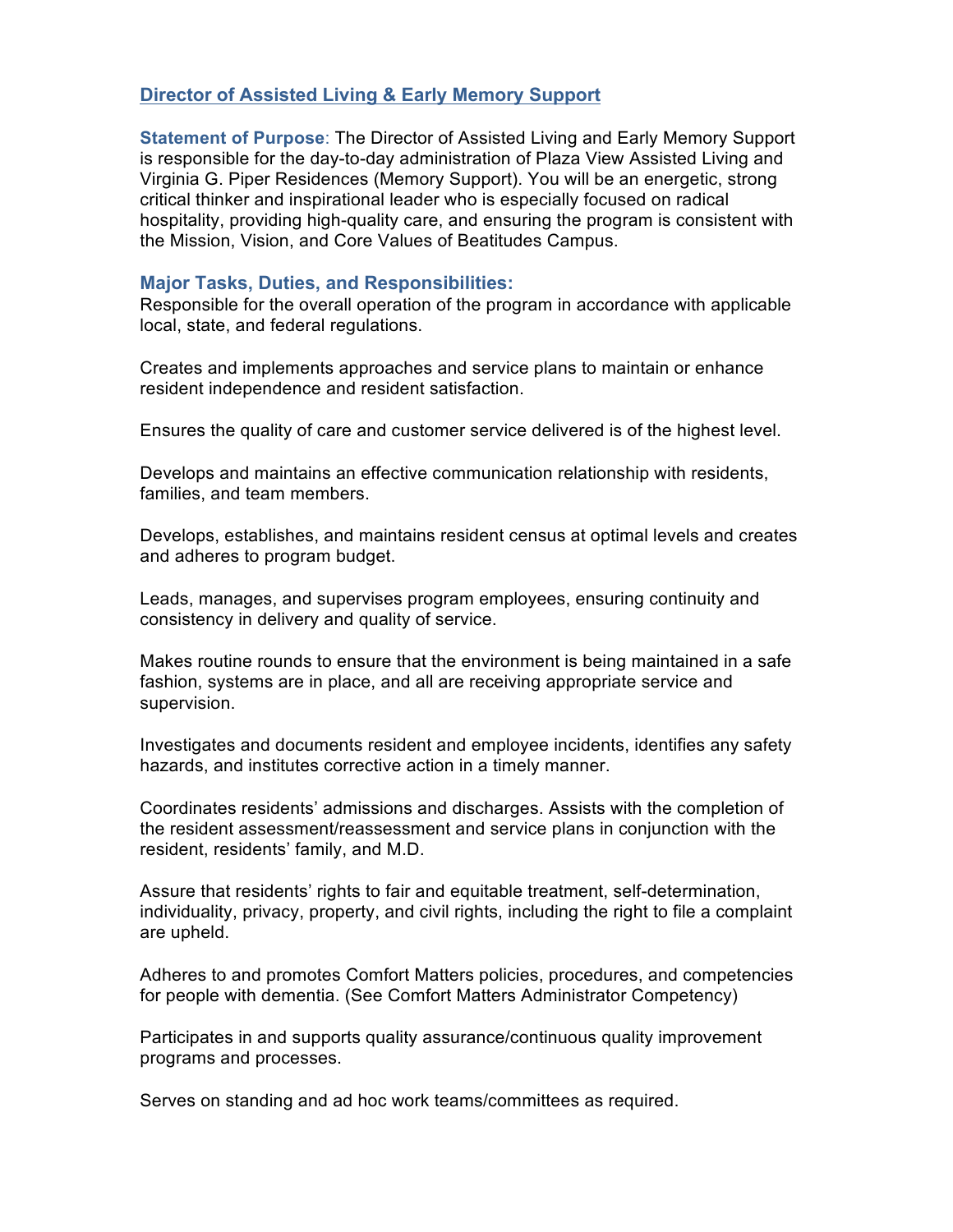## Director of Assisted Living & Early Memory Support

**Statement of Purpose**: The Director of Assisted Living and Early Memory Support is responsible for the day-to-day administration of Plaza View Assisted Living and Virginia G. Piper Residences (Memory Support). You will be an energetic, strong critical thinker and inspirational leader who is especially focused on radical hospitality, providing high-quality care, and ensuring the program is consistent with the Mission, Vision, and Core Values of Beatitudes Campus.

### Major Tasks, Duties, and Responsibilities:

Responsible for the overall operation of the program in accordance with applicable local, state, and federal regulations.

Creates and implements approaches and service plans to maintain or enhance resident independence and resident satisfaction.

Ensures the quality of care and customer service delivered is of the highest level.

Develops and maintains an effective communication relationship with residents, families, and team members.

Develops, establishes, and maintains resident census at optimal levels and creates and adheres to program budget.

Leads, manages, and supervises program employees, ensuring continuity and consistency in delivery and quality of service.

Makes routine rounds to ensure that the environment is being maintained in a safe fashion, systems are in place, and all are receiving appropriate service and supervision.

Investigates and documents resident and employee incidents, identifies any safety hazards, and institutes corrective action in a timely manner.

Coordinates residents' admissions and discharges. Assists with the completion of the resident assessment/reassessment and service plans in conjunction with the resident, residents' family, and M.D.

Assure that residents' rights to fair and equitable treatment, self-determination, individuality, privacy, property, and civil rights, including the right to file a complaint are upheld.

Adheres to and promotes Comfort Matters policies, procedures, and competencies for people with dementia. (See Comfort Matters Administrator Competency)

Participates in and supports quality assurance/continuous quality improvement programs and processes.

Serves on standing and ad hoc work teams/committees as required.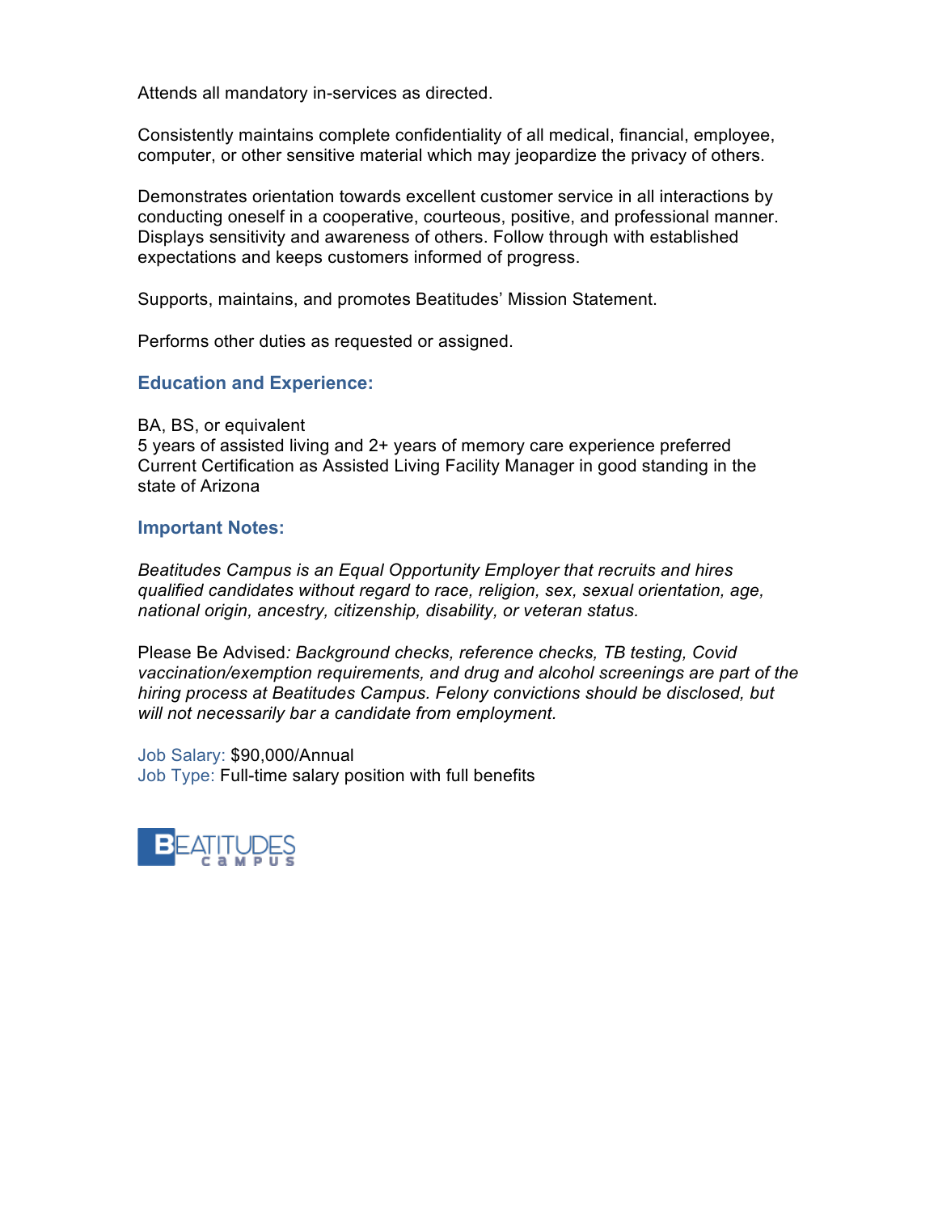Attends all mandatory in-services as directed.

Consistently maintains complete confidentiality of all medical, financial, employee, computer, or other sensitive material which may jeopardize the privacy of others.

Demonstrates orientation towards excellent customer service in all interactions by conducting oneself in a cooperative, courteous, positive, and professional manner. Displays sensitivity and awareness of others. Follow through with established expectations and keeps customers informed of progress.

Supports, maintains, and promotes Beatitudes' Mission Statement.

Performs other duties as requested or assigned.

## Education and Experience:

BA, BS, or equivalent
5 years of assisted living and 2+ years of memory care experience preferred
Current Certification as Assisted Living Facility Manager in good standing in the state of Arizona

## Important Notes:

*Beatitudes Campus is an Equal Opportunity Employer that recruits and hires qualified candidates without regard to race, religion, sex, sexual orientation, age, national origin, ancestry, citizenship, disability, or veteran status.*

Please Be Advised*: Background checks, reference checks, TB testing, Covid vaccination/exemption requirements, and drug and alcohol screenings are part of the hiring process at Beatitudes Campus. Felony convictions should be disclosed, but will not necessarily bar a candidate from employment.*

Job Salary: $90,000/Annual
Job Type: Full-time salary position with full benefits

BEATITUDES CAMPUS